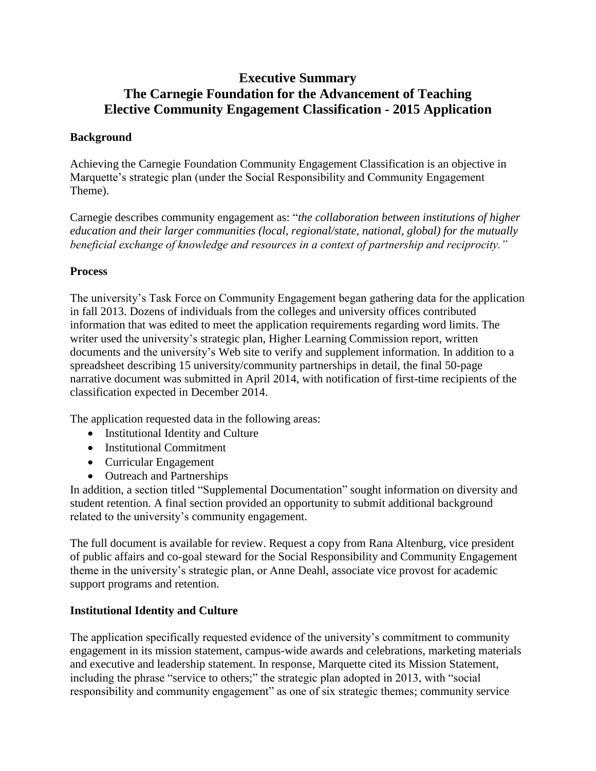# Executive Summary
# The Carnegie Foundation for the Advancement of Teaching
# Elective Community Engagement Classification - 2015 Application

## Background

Achieving the Carnegie Foundation Community Engagement Classification is an objective in Marquette's strategic plan (under the Social Responsibility and Community Engagement Theme).

Carnegie describes community engagement as: "*the collaboration between institutions of higher education and their larger communities (local, regional/state, national, global) for the mutually beneficial exchange of knowledge and resources in a context of partnership and reciprocity.*"

## Process

The university's Task Force on Community Engagement began gathering data for the application in fall 2013. Dozens of individuals from the colleges and university offices contributed information that was edited to meet the application requirements regarding word limits. The writer used the university's strategic plan, Higher Learning Commission report, written documents and the university's Web site to verify and supplement information. In addition to a spreadsheet describing 15 university/community partnerships in detail, the final 50-page narrative document was submitted in April 2014, with notification of first-time recipients of the classification expected in December 2014.

The application requested data in the following areas:

- Institutional Identity and Culture
- Institutional Commitment
- Curricular Engagement
- Outreach and Partnerships

In addition, a section titled "Supplemental Documentation" sought information on diversity and student retention. A final section provided an opportunity to submit additional background related to the university's community engagement.

The full document is available for review. Request a copy from Rana Altenburg, vice president of public affairs and co-goal steward for the Social Responsibility and Community Engagement theme in the university's strategic plan, or Anne Deahl, associate vice provost for academic support programs and retention.

## Institutional Identity and Culture

The application specifically requested evidence of the university's commitment to community engagement in its mission statement, campus-wide awards and celebrations, marketing materials and executive and leadership statement. In response, Marquette cited its Mission Statement, including the phrase "service to others;" the strategic plan adopted in 2013, with "social responsibility and community engagement" as one of six strategic themes; community service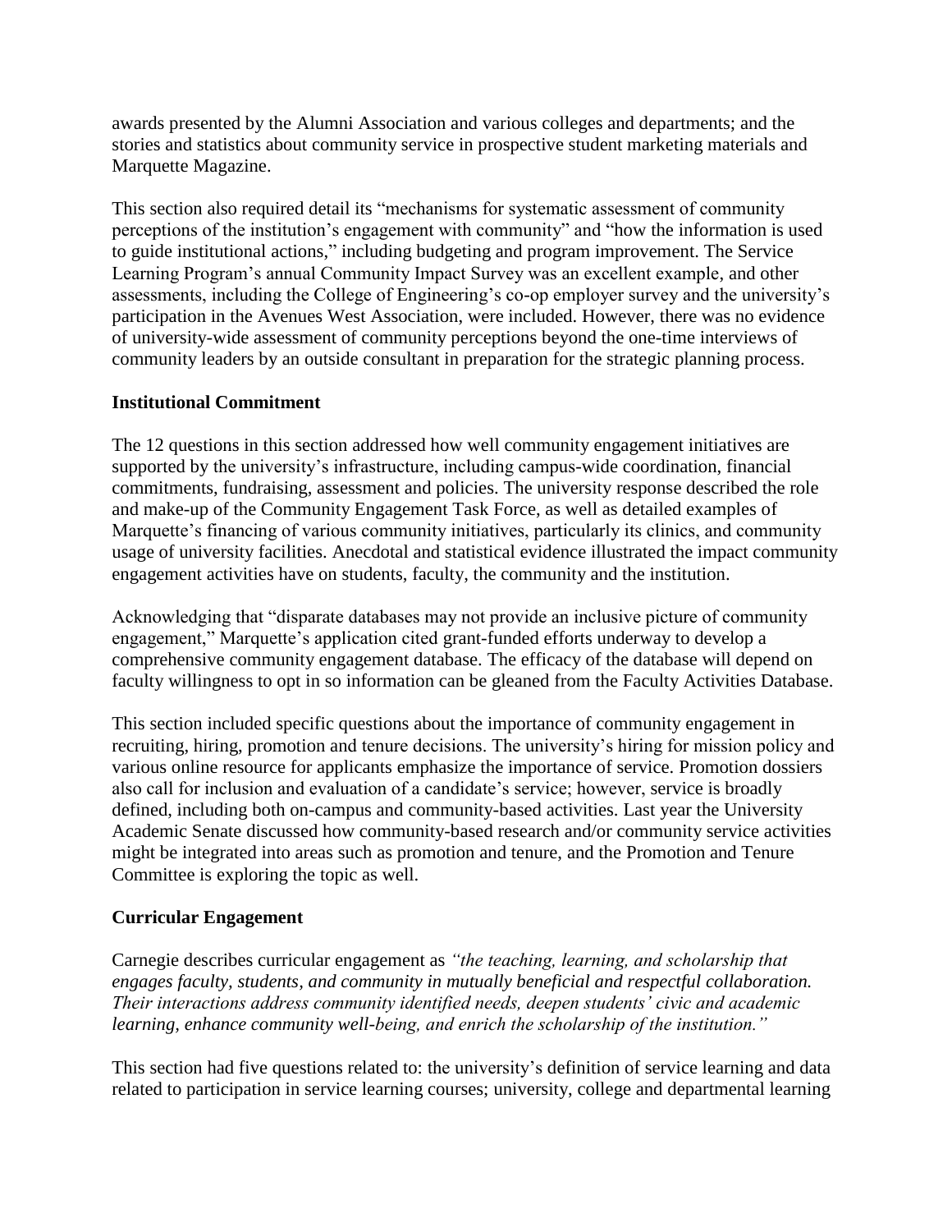awards presented by the Alumni Association and various colleges and departments; and the stories and statistics about community service in prospective student marketing materials and Marquette Magazine.

This section also required detail its "mechanisms for systematic assessment of community perceptions of the institution's engagement with community" and "how the information is used to guide institutional actions," including budgeting and program improvement. The Service Learning Program's annual Community Impact Survey was an excellent example, and other assessments, including the College of Engineering's co-op employer survey and the university's participation in the Avenues West Association, were included. However, there was no evidence of university-wide assessment of community perceptions beyond the one-time interviews of community leaders by an outside consultant in preparation for the strategic planning process.

**Institutional Commitment**

The 12 questions in this section addressed how well community engagement initiatives are supported by the university's infrastructure, including campus-wide coordination, financial commitments, fundraising, assessment and policies. The university response described the role and make-up of the Community Engagement Task Force, as well as detailed examples of Marquette's financing of various community initiatives, particularly its clinics, and community usage of university facilities. Anecdotal and statistical evidence illustrated the impact community engagement activities have on students, faculty, the community and the institution.

Acknowledging that "disparate databases may not provide an inclusive picture of community engagement," Marquette's application cited grant-funded efforts underway to develop a comprehensive community engagement database. The efficacy of the database will depend on faculty willingness to opt in so information can be gleaned from the Faculty Activities Database.

This section included specific questions about the importance of community engagement in recruiting, hiring, promotion and tenure decisions. The university's hiring for mission policy and various online resource for applicants emphasize the importance of service. Promotion dossiers also call for inclusion and evaluation of a candidate's service; however, service is broadly defined, including both on-campus and community-based activities. Last year the University Academic Senate discussed how community-based research and/or community service activities might be integrated into areas such as promotion and tenure, and the Promotion and Tenure Committee is exploring the topic as well.

**Curricular Engagement**

Carnegie describes curricular engagement as *"the teaching, learning, and scholarship that engages faculty, students, and community in mutually beneficial and respectful collaboration. Their interactions address community identified needs, deepen students' civic and academic learning, enhance community well-being, and enrich the scholarship of the institution."*

This section had five questions related to: the university's definition of service learning and data related to participation in service learning courses; university, college and departmental learning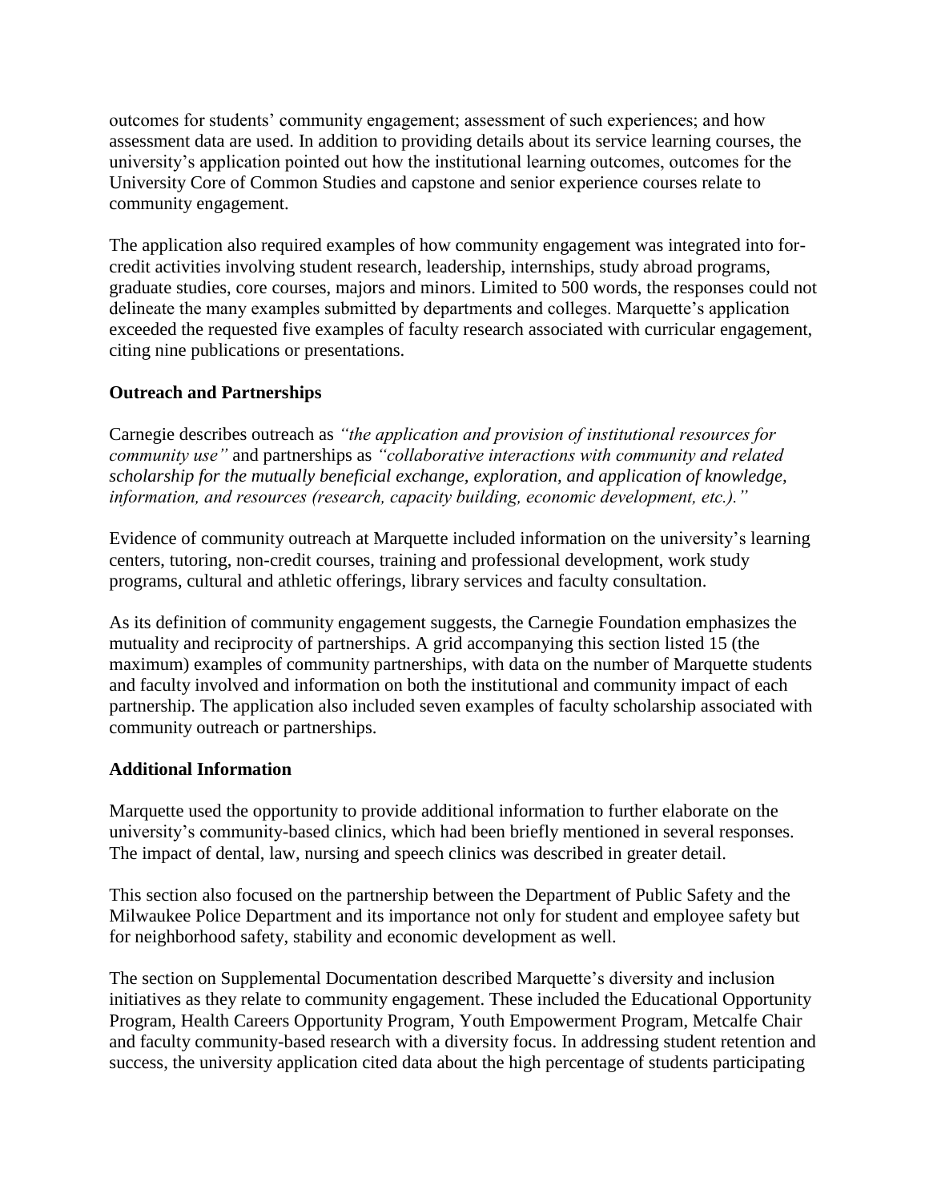outcomes for students' community engagement; assessment of such experiences; and how assessment data are used. In addition to providing details about its service learning courses, the university's application pointed out how the institutional learning outcomes, outcomes for the University Core of Common Studies and capstone and senior experience courses relate to community engagement.

The application also required examples of how community engagement was integrated into for-credit activities involving student research, leadership, internships, study abroad programs, graduate studies, core courses, majors and minors. Limited to 500 words, the responses could not delineate the many examples submitted by departments and colleges. Marquette's application exceeded the requested five examples of faculty research associated with curricular engagement, citing nine publications or presentations.

**Outreach and Partnerships**

Carnegie describes outreach as *"the application and provision of institutional resources for community use"* and partnerships as *"collaborative interactions with community and related scholarship for the mutually beneficial exchange, exploration, and application of knowledge, information, and resources (research, capacity building, economic development, etc.)."*

Evidence of community outreach at Marquette included information on the university's learning centers, tutoring, non-credit courses, training and professional development, work study programs, cultural and athletic offerings, library services and faculty consultation.

As its definition of community engagement suggests, the Carnegie Foundation emphasizes the mutuality and reciprocity of partnerships. A grid accompanying this section listed 15 (the maximum) examples of community partnerships, with data on the number of Marquette students and faculty involved and information on both the institutional and community impact of each partnership. The application also included seven examples of faculty scholarship associated with community outreach or partnerships.

**Additional Information**

Marquette used the opportunity to provide additional information to further elaborate on the university's community-based clinics, which had been briefly mentioned in several responses. The impact of dental, law, nursing and speech clinics was described in greater detail.

This section also focused on the partnership between the Department of Public Safety and the Milwaukee Police Department and its importance not only for student and employee safety but for neighborhood safety, stability and economic development as well.

The section on Supplemental Documentation described Marquette's diversity and inclusion initiatives as they relate to community engagement. These included the Educational Opportunity Program, Health Careers Opportunity Program, Youth Empowerment Program, Metcalfe Chair and faculty community-based research with a diversity focus. In addressing student retention and success, the university application cited data about the high percentage of students participating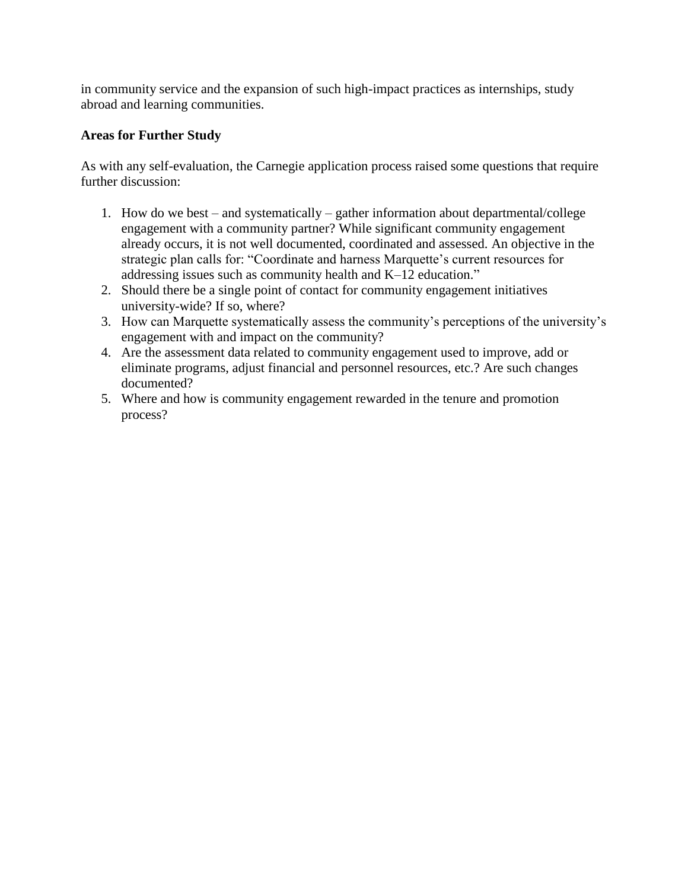in community service and the expansion of such high-impact practices as internships, study abroad and learning communities.

**Areas for Further Study**

As with any self-evaluation, the Carnegie application process raised some questions that require further discussion:

1. How do we best – and systematically – gather information about departmental/college engagement with a community partner? While significant community engagement already occurs, it is not well documented, coordinated and assessed. An objective in the strategic plan calls for: "Coordinate and harness Marquette's current resources for addressing issues such as community health and K–12 education."
2. Should there be a single point of contact for community engagement initiatives university-wide? If so, where?
3. How can Marquette systematically assess the community's perceptions of the university's engagement with and impact on the community?
4. Are the assessment data related to community engagement used to improve, add or eliminate programs, adjust financial and personnel resources, etc.? Are such changes documented?
5. Where and how is community engagement rewarded in the tenure and promotion process?